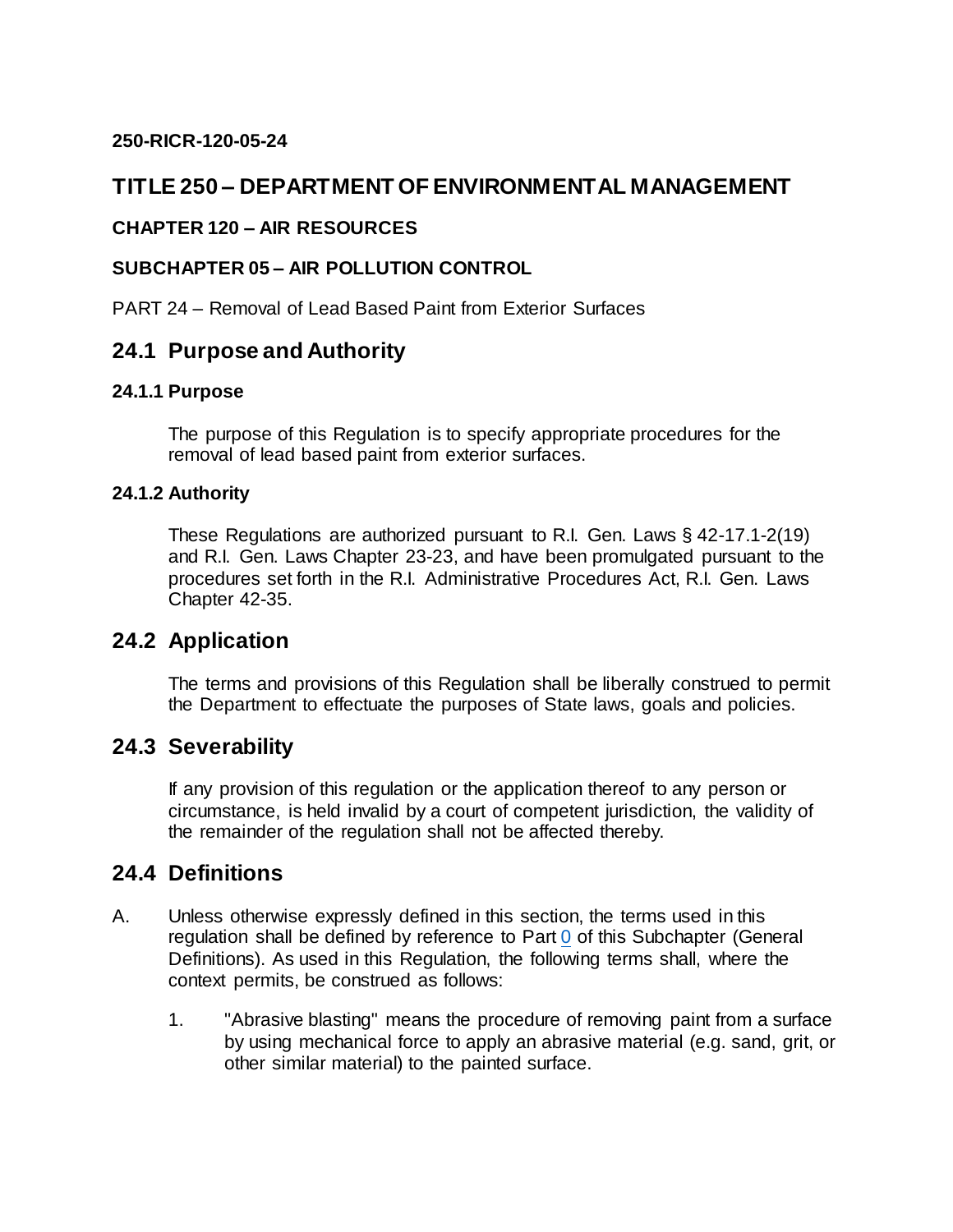**250-RICR-120-05-24**

# TITLE 250 – DEPARTMENT OF ENVIRONMENTAL MANAGEMENT

### CHAPTER 120 – AIR RESOURCES

### SUBCHAPTER 05 – AIR POLLUTION CONTROL

PART 24 – Removal of Lead Based Paint from Exterior Surfaces

## 24.1 Purpose and Authority

### 24.1.1 Purpose

The purpose of this Regulation is to specify appropriate procedures for the removal of lead based paint from exterior surfaces.

### 24.1.2 Authority

These Regulations are authorized pursuant to R.I. Gen. Laws § 42-17.1-2(19) and R.I. Gen. Laws Chapter 23-23, and have been promulgated pursuant to the procedures set forth in the R.I. Administrative Procedures Act, R.I. Gen. Laws Chapter 42-35.

## 24.2 Application

The terms and provisions of this Regulation shall be liberally construed to permit the Department to effectuate the purposes of State laws, goals and policies.

## 24.3 Severability

If any provision of this regulation or the application thereof to any person or circumstance, is held invalid by a court of competent jurisdiction, the validity of the remainder of the regulation shall not be affected thereby.

## 24.4 Definitions

A. Unless otherwise expressly defined in this section, the terms used in this regulation shall be defined by reference to Part 0 of this Subchapter (General Definitions). As used in this Regulation, the following terms shall, where the context permits, be construed as follows:

1. "Abrasive blasting" means the procedure of removing paint from a surface by using mechanical force to apply an abrasive material (e.g. sand, grit, or other similar material) to the painted surface.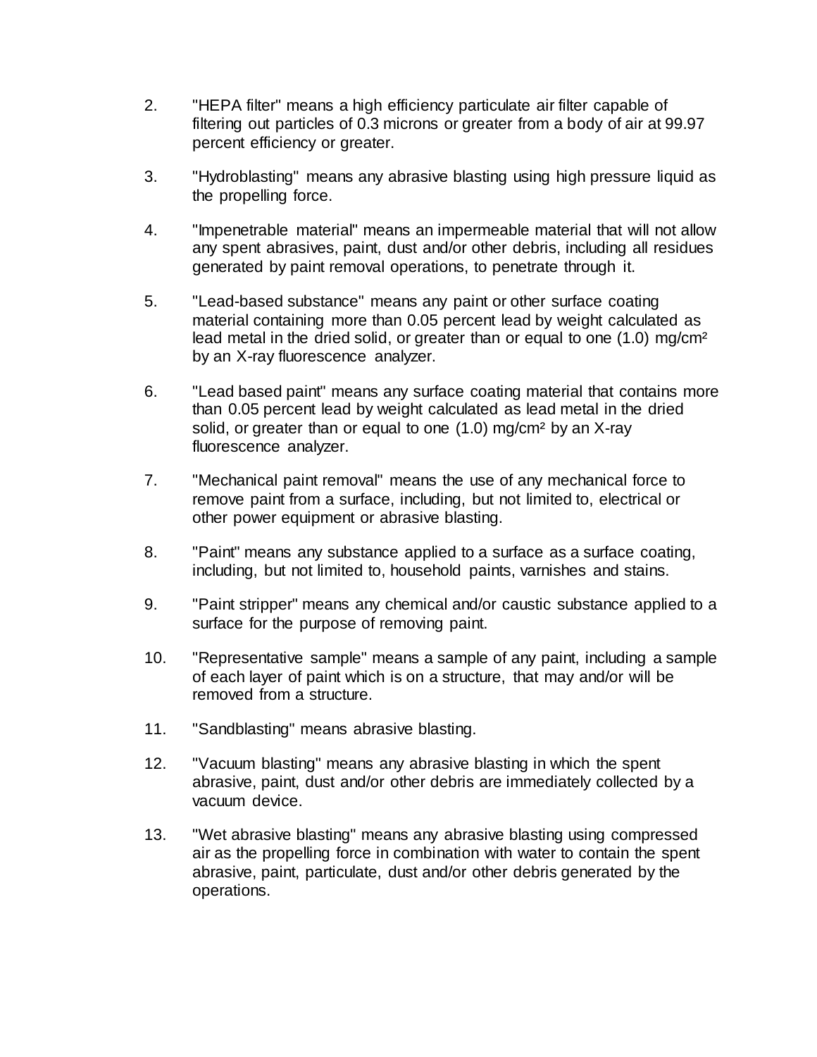2. "HEPA filter" means a high efficiency particulate air filter capable of filtering out particles of 0.3 microns or greater from a body of air at 99.97 percent efficiency or greater.

3. "Hydroblasting" means any abrasive blasting using high pressure liquid as the propelling force.

4. "Impenetrable material" means an impermeable material that will not allow any spent abrasives, paint, dust and/or other debris, including all residues generated by paint removal operations, to penetrate through it.

5. "Lead-based substance" means any paint or other surface coating material containing more than 0.05 percent lead by weight calculated as lead metal in the dried solid, or greater than or equal to one (1.0) $mg/cm^2$ by an X-ray fluorescence analyzer.

6. "Lead based paint" means any surface coating material that contains more than 0.05 percent lead by weight calculated as lead metal in the dried solid, or greater than or equal to one (1.0) $mg/cm^2$ by an X-ray fluorescence analyzer.

7. "Mechanical paint removal" means the use of any mechanical force to remove paint from a surface, including, but not limited to, electrical or other power equipment or abrasive blasting.

8. "Paint" means any substance applied to a surface as a surface coating, including, but not limited to, household paints, varnishes and stains.

9. "Paint stripper" means any chemical and/or caustic substance applied to a surface for the purpose of removing paint.

10. "Representative sample" means a sample of any paint, including a sample of each layer of paint which is on a structure, that may and/or will be removed from a structure.

11. "Sandblasting" means abrasive blasting.

12. "Vacuum blasting" means any abrasive blasting in which the spent abrasive, paint, dust and/or other debris are immediately collected by a vacuum device.

13. "Wet abrasive blasting" means any abrasive blasting using compressed air as the propelling force in combination with water to contain the spent abrasive, paint, particulate, dust and/or other debris generated by the operations.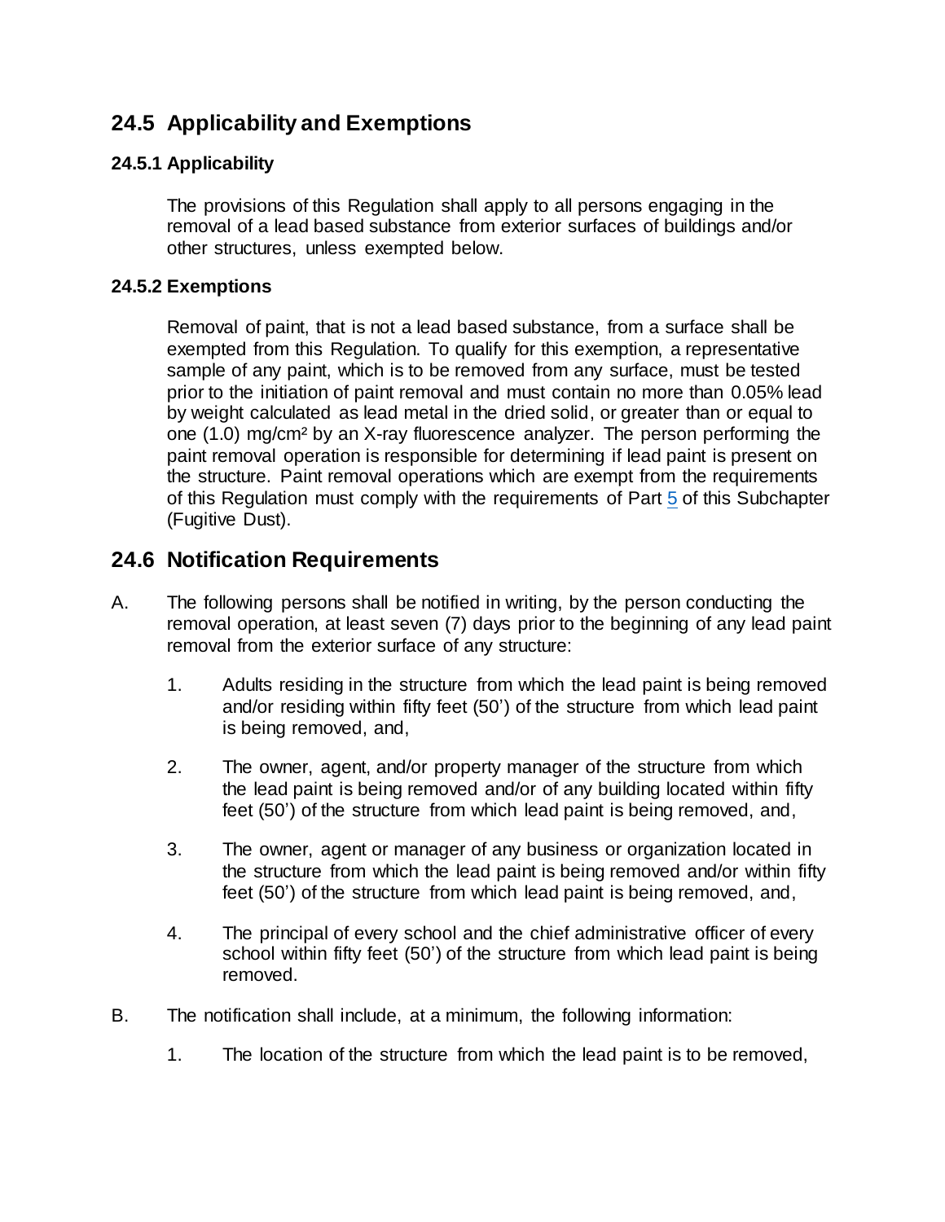## 24.5 Applicability and Exemptions

### 24.5.1 Applicability

The provisions of this Regulation shall apply to all persons engaging in the removal of a lead based substance from exterior surfaces of buildings and/or other structures, unless exempted below.

### 24.5.2 Exemptions

Removal of paint, that is not a lead based substance, from a surface shall be exempted from this Regulation. To qualify for this exemption, a representative sample of any paint, which is to be removed from any surface, must be tested prior to the initiation of paint removal and must contain no more than 0.05% lead by weight calculated as lead metal in the dried solid, or greater than or equal to one (1.0) mg/cm² by an X-ray fluorescence analyzer. The person performing the paint removal operation is responsible for determining if lead paint is present on the structure. Paint removal operations which are exempt from the requirements of this Regulation must comply with the requirements of Part 5 of this Subchapter (Fugitive Dust).

## 24.6 Notification Requirements

A. The following persons shall be notified in writing, by the person conducting the removal operation, at least seven (7) days prior to the beginning of any lead paint removal from the exterior surface of any structure:

1. Adults residing in the structure from which the lead paint is being removed and/or residing within fifty feet (50') of the structure from which lead paint is being removed, and,

2. The owner, agent, and/or property manager of the structure from which the lead paint is being removed and/or of any building located within fifty feet (50') of the structure from which lead paint is being removed, and,

3. The owner, agent or manager of any business or organization located in the structure from which the lead paint is being removed and/or within fifty feet (50') of the structure from which lead paint is being removed, and,

4. The principal of every school and the chief administrative officer of every school within fifty feet (50') of the structure from which lead paint is being removed.

B. The notification shall include, at a minimum, the following information:

1. The location of the structure from which the lead paint is to be removed,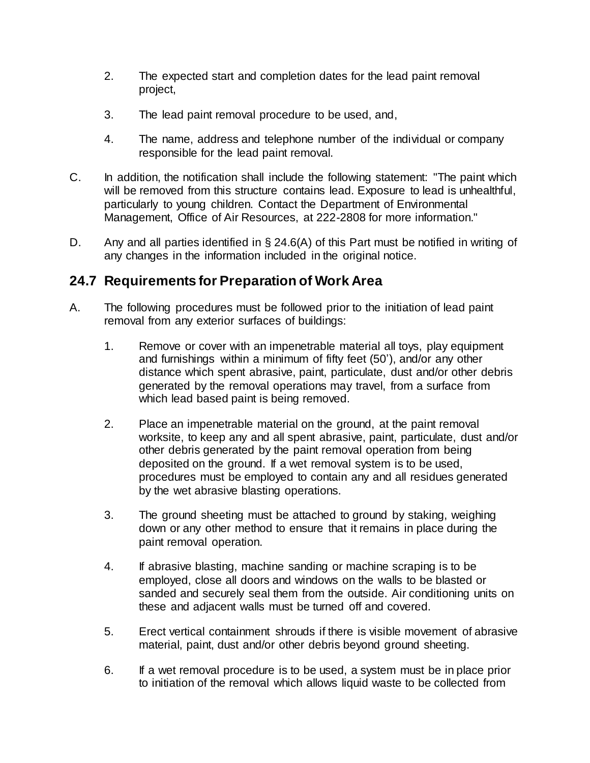2. The expected start and completion dates for the lead paint removal project,

3. The lead paint removal procedure to be used, and,

4. The name, address and telephone number of the individual or company responsible for the lead paint removal.

C. In addition, the notification shall include the following statement: "The paint which will be removed from this structure contains lead. Exposure to lead is unhealthful, particularly to young children. Contact the Department of Environmental Management, Office of Air Resources, at 222-2808 for more information."

D. Any and all parties identified in § 24.6(A) of this Part must be notified in writing of any changes in the information included in the original notice.

## 24.7 Requirements for Preparation of Work Area

A. The following procedures must be followed prior to the initiation of lead paint removal from any exterior surfaces of buildings:

1. Remove or cover with an impenetrable material all toys, play equipment and furnishings within a minimum of fifty feet (50'), and/or any other distance which spent abrasive, paint, particulate, dust and/or other debris generated by the removal operations may travel, from a surface from which lead based paint is being removed.

2. Place an impenetrable material on the ground, at the paint removal worksite, to keep any and all spent abrasive, paint, particulate, dust and/or other debris generated by the paint removal operation from being deposited on the ground. If a wet removal system is to be used, procedures must be employed to contain any and all residues generated by the wet abrasive blasting operations.

3. The ground sheeting must be attached to ground by staking, weighing down or any other method to ensure that it remains in place during the paint removal operation.

4. If abrasive blasting, machine sanding or machine scraping is to be employed, close all doors and windows on the walls to be blasted or sanded and securely seal them from the outside. Air conditioning units on these and adjacent walls must be turned off and covered.

5. Erect vertical containment shrouds if there is visible movement of abrasive material, paint, dust and/or other debris beyond ground sheeting.

6. If a wet removal procedure is to be used, a system must be in place prior to initiation of the removal which allows liquid waste to be collected from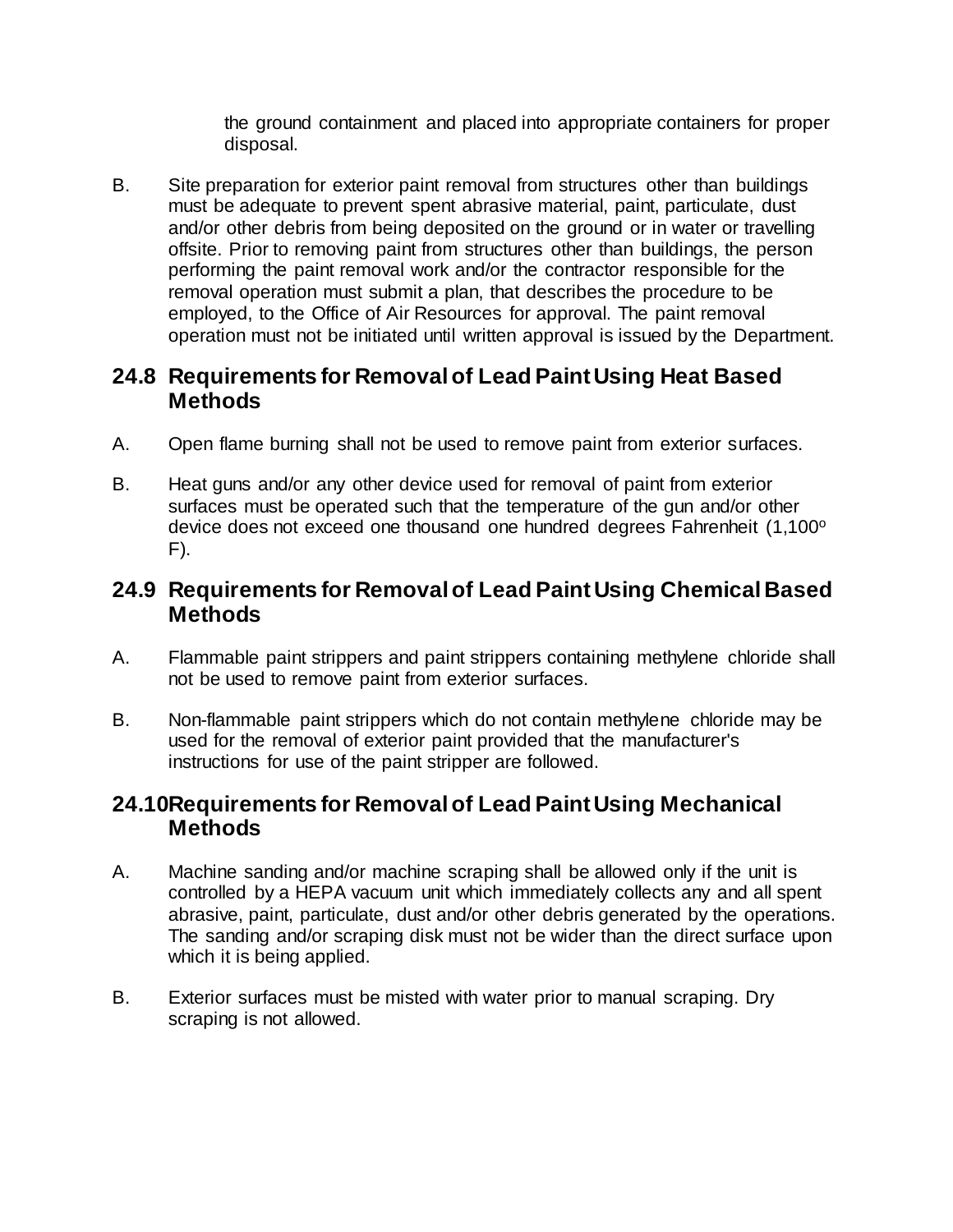the ground containment and placed into appropriate containers for proper disposal.

B. Site preparation for exterior paint removal from structures other than buildings must be adequate to prevent spent abrasive material, paint, particulate, dust and/or other debris from being deposited on the ground or in water or travelling offsite. Prior to removing paint from structures other than buildings, the person performing the paint removal work and/or the contractor responsible for the removal operation must submit a plan, that describes the procedure to be employed, to the Office of Air Resources for approval. The paint removal operation must not be initiated until written approval is issued by the Department.

## 24.8 Requirements for Removal of Lead Paint Using Heat Based Methods

A. Open flame burning shall not be used to remove paint from exterior surfaces.

B. Heat guns and/or any other device used for removal of paint from exterior surfaces must be operated such that the temperature of the gun and/or other device does not exceed one thousand one hundred degrees Fahrenheit (1,100º F).

## 24.9 Requirements for Removal of Lead Paint Using Chemical Based Methods

A. Flammable paint strippers and paint strippers containing methylene chloride shall not be used to remove paint from exterior surfaces.

B. Non-flammable paint strippers which do not contain methylene chloride may be used for the removal of exterior paint provided that the manufacturer's instructions for use of the paint stripper are followed.

## 24.10 Requirements for Removal of Lead Paint Using Mechanical Methods

A. Machine sanding and/or machine scraping shall be allowed only if the unit is controlled by a HEPA vacuum unit which immediately collects any and all spent abrasive, paint, particulate, dust and/or other debris generated by the operations. The sanding and/or scraping disk must not be wider than the direct surface upon which it is being applied.

B. Exterior surfaces must be misted with water prior to manual scraping. Dry scraping is not allowed.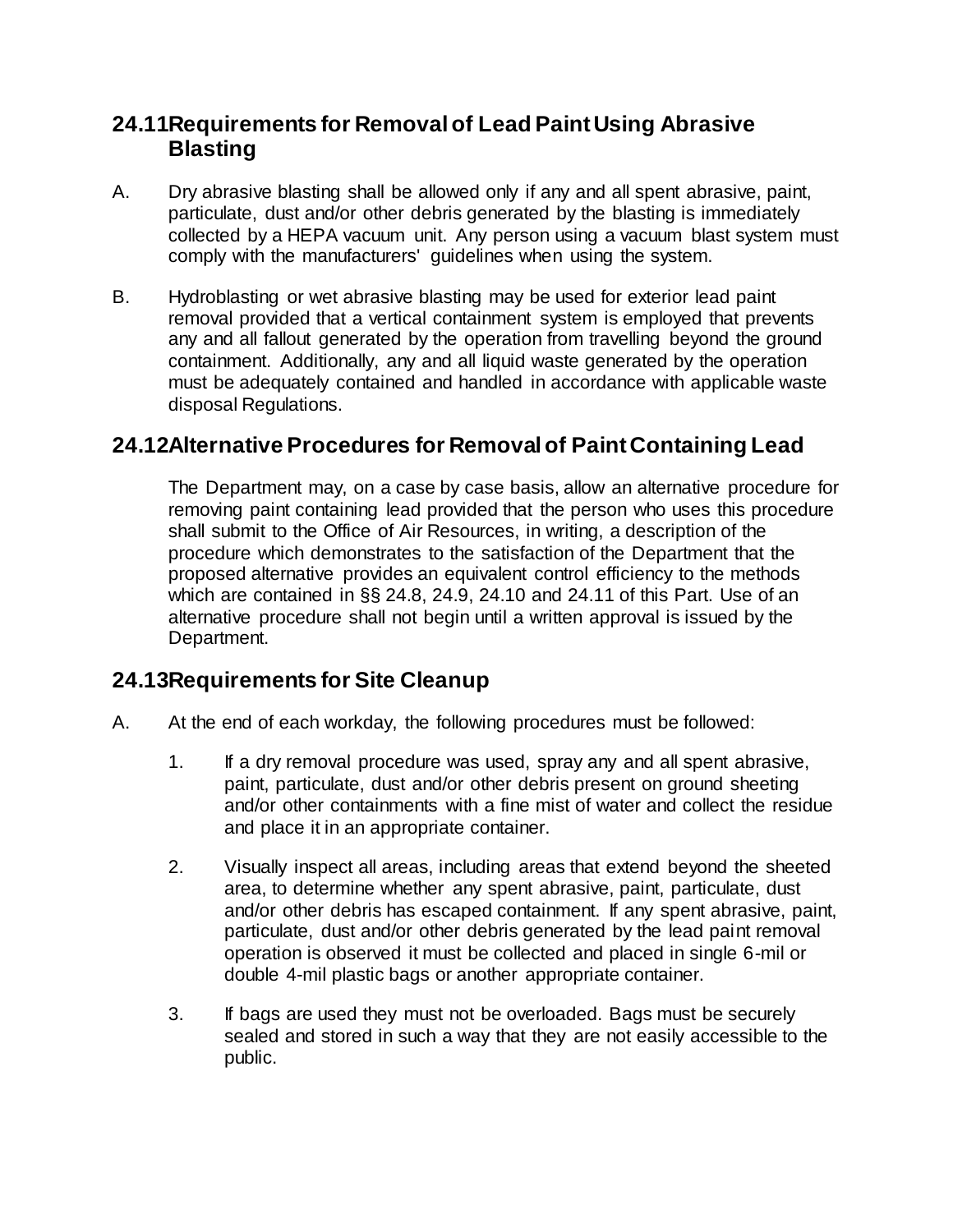## 24.11 Requirements for Removal of Lead Paint Using Abrasive Blasting

A. Dry abrasive blasting shall be allowed only if any and all spent abrasive, paint, particulate, dust and/or other debris generated by the blasting is immediately collected by a HEPA vacuum unit. Any person using a vacuum blast system must comply with the manufacturers' guidelines when using the system.

B. Hydroblasting or wet abrasive blasting may be used for exterior lead paint removal provided that a vertical containment system is employed that prevents any and all fallout generated by the operation from travelling beyond the ground containment. Additionally, any and all liquid waste generated by the operation must be adequately contained and handled in accordance with applicable waste disposal Regulations.

## 24.12 Alternative Procedures for Removal of Paint Containing Lead

The Department may, on a case by case basis, allow an alternative procedure for removing paint containing lead provided that the person who uses this procedure shall submit to the Office of Air Resources, in writing, a description of the procedure which demonstrates to the satisfaction of the Department that the proposed alternative provides an equivalent control efficiency to the methods which are contained in §§ 24.8, 24.9, 24.10 and 24.11 of this Part. Use of an alternative procedure shall not begin until a written approval is issued by the Department.

## 24.13 Requirements for Site Cleanup

A. At the end of each workday, the following procedures must be followed:

1. If a dry removal procedure was used, spray any and all spent abrasive, paint, particulate, dust and/or other debris present on ground sheeting and/or other containments with a fine mist of water and collect the residue and place it in an appropriate container.

2. Visually inspect all areas, including areas that extend beyond the sheeted area, to determine whether any spent abrasive, paint, particulate, dust and/or other debris has escaped containment. If any spent abrasive, paint, particulate, dust and/or other debris generated by the lead paint removal operation is observed it must be collected and placed in single 6-mil or double 4-mil plastic bags or another appropriate container.

3. If bags are used they must not be overloaded. Bags must be securely sealed and stored in such a way that they are not easily accessible to the public.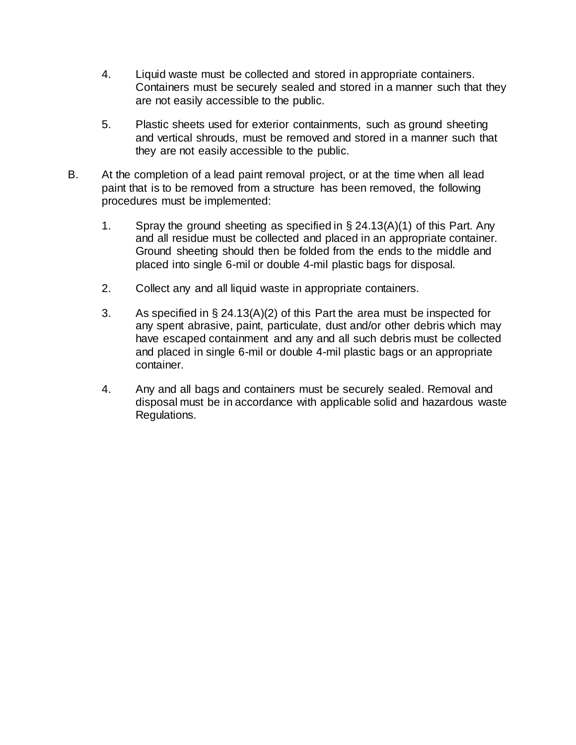4. Liquid waste must be collected and stored in appropriate containers. Containers must be securely sealed and stored in a manner such that they are not easily accessible to the public.

5. Plastic sheets used for exterior containments, such as ground sheeting and vertical shrouds, must be removed and stored in a manner such that they are not easily accessible to the public.

B. At the completion of a lead paint removal project, or at the time when all lead paint that is to be removed from a structure has been removed, the following procedures must be implemented:

1. Spray the ground sheeting as specified in § 24.13(A)(1) of this Part. Any and all residue must be collected and placed in an appropriate container. Ground sheeting should then be folded from the ends to the middle and placed into single 6-mil or double 4-mil plastic bags for disposal.

2. Collect any and all liquid waste in appropriate containers.

3. As specified in § 24.13(A)(2) of this Part the area must be inspected for any spent abrasive, paint, particulate, dust and/or other debris which may have escaped containment and any and all such debris must be collected and placed in single 6-mil or double 4-mil plastic bags or an appropriate container.

4. Any and all bags and containers must be securely sealed. Removal and disposal must be in accordance with applicable solid and hazardous waste Regulations.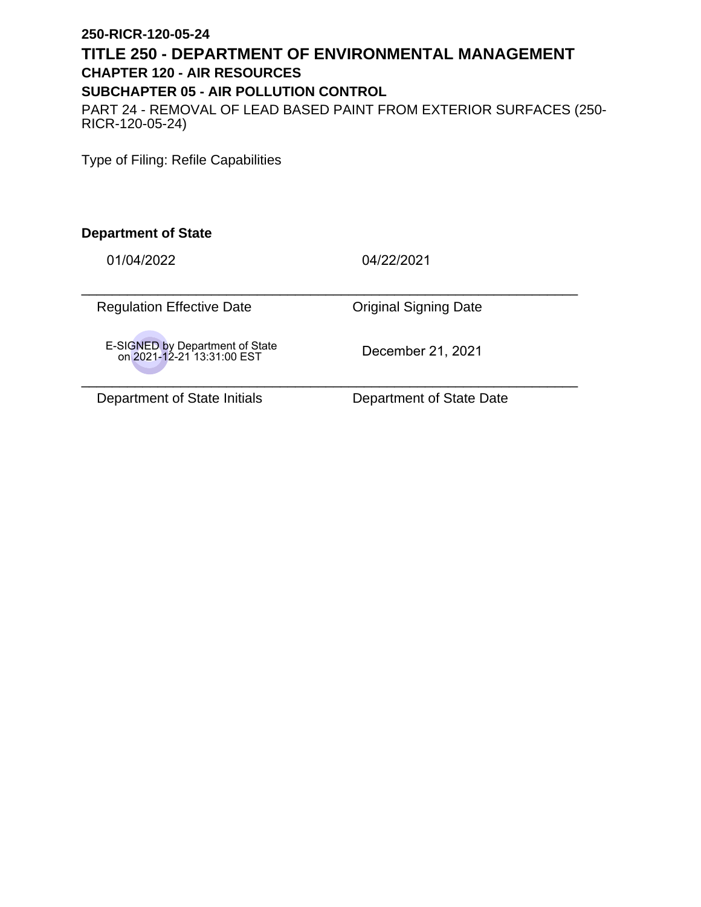**250-RICR-120-05-24**

# TITLE 250 - DEPARTMENT OF ENVIRONMENTAL MANAGEMENT

### CHAPTER 120 - AIR RESOURCES

### SUBCHAPTER 05 - AIR POLLUTION CONTROL

PART 24 - REMOVAL OF LEAD BASED PAINT FROM EXTERIOR SURFACES (250-RICR-120-05-24)

Type of Filing: Refile Capabilities

**Department of State**

| | |
|---|---|
| 01/04/2022 | 04/22/2021 |
| Regulation Effective Date | Original Signing Date |
| E-SIGNED by Department of State on 2021-12-21 13:31:00 EST | December 21, 2021 |
| Department of State Initials | Department of State Date |